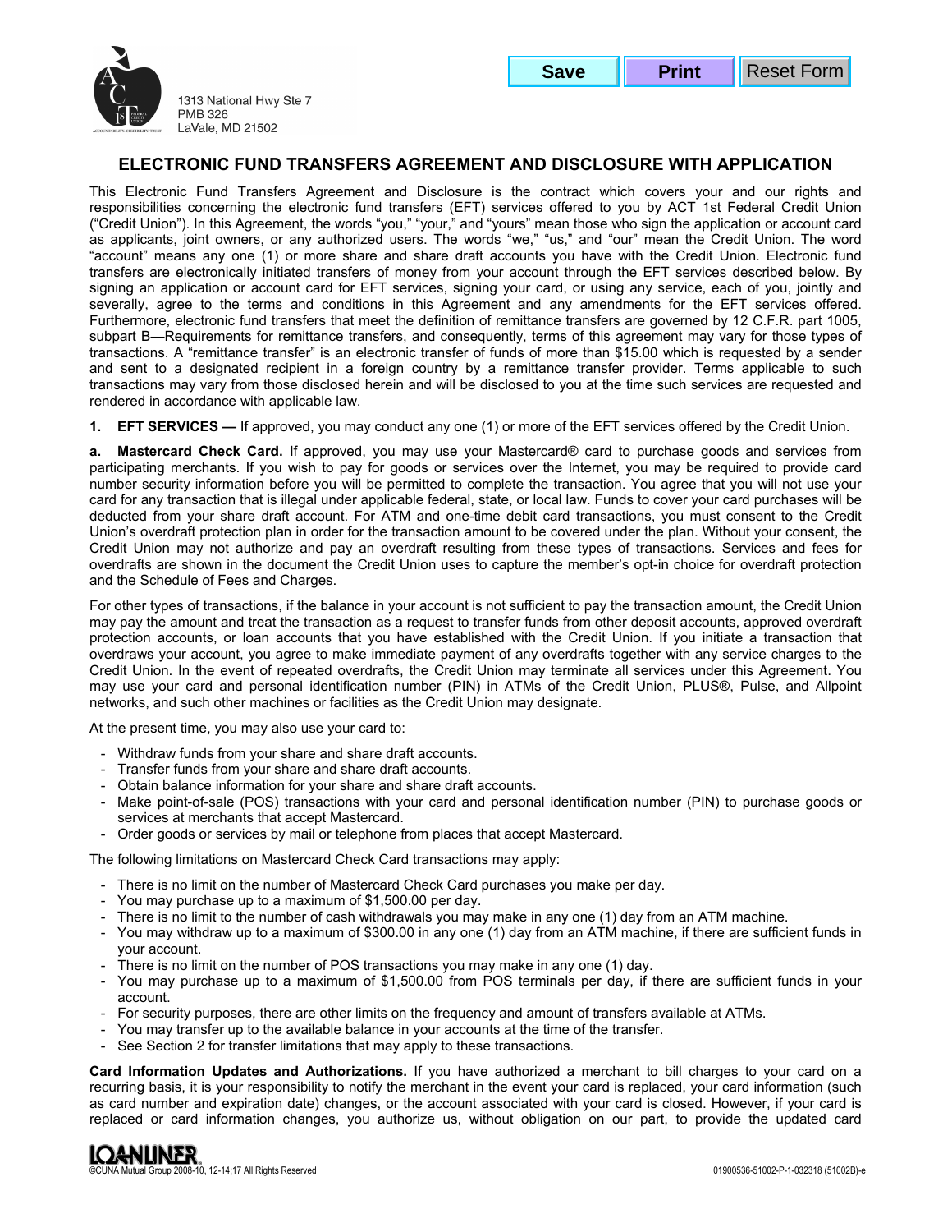1313 National Hwy Ste 7
PMB 326
LaVale, MD 21502

## ELECTRONIC FUND TRANSFERS AGREEMENT AND DISCLOSURE WITH APPLICATION

This Electronic Fund Transfers Agreement and Disclosure is the contract which covers your and our rights and responsibilities concerning the electronic fund transfers (EFT) services offered to you by ACT 1st Federal Credit Union ("Credit Union"). In this Agreement, the words "you," "your," and "yours" mean those who sign the application or account card as applicants, joint owners, or any authorized users. The words "we," "us," and "our" mean the Credit Union. The word "account" means any one (1) or more share and share draft accounts you have with the Credit Union. Electronic fund transfers are electronically initiated transfers of money from your account through the EFT services described below. By signing an application or account card for EFT services, signing your card, or using any service, each of you, jointly and severally, agree to the terms and conditions in this Agreement and any amendments for the EFT services offered. Furthermore, electronic fund transfers that meet the definition of remittance transfers are governed by 12 C.F.R. part 1005, subpart B—Requirements for remittance transfers, and consequently, terms of this agreement may vary for those types of transactions. A "remittance transfer" is an electronic transfer of funds of more than $15.00 which is requested by a sender and sent to a designated recipient in a foreign country by a remittance transfer provider. Terms applicable to such transactions may vary from those disclosed herein and will be disclosed to you at the time such services are requested and rendered in accordance with applicable law.

**1. EFT SERVICES —** If approved, you may conduct any one (1) or more of the EFT services offered by the Credit Union.

**a. Mastercard Check Card.** If approved, you may use your Mastercard® card to purchase goods and services from participating merchants. If you wish to pay for goods or services over the Internet, you may be required to provide card number security information before you will be permitted to complete the transaction. You agree that you will not use your card for any transaction that is illegal under applicable federal, state, or local law. Funds to cover your card purchases will be deducted from your share draft account. For ATM and one-time debit card transactions, you must consent to the Credit Union's overdraft protection plan in order for the transaction amount to be covered under the plan. Without your consent, the Credit Union may not authorize and pay an overdraft resulting from these types of transactions. Services and fees for overdrafts are shown in the document the Credit Union uses to capture the member's opt-in choice for overdraft protection and the Schedule of Fees and Charges.

For other types of transactions, if the balance in your account is not sufficient to pay the transaction amount, the Credit Union may pay the amount and treat the transaction as a request to transfer funds from other deposit accounts, approved overdraft protection accounts, or loan accounts that you have established with the Credit Union. If you initiate a transaction that overdraws your account, you agree to make immediate payment of any overdrafts together with any service charges to the Credit Union. In the event of repeated overdrafts, the Credit Union may terminate all services under this Agreement. You may use your card and personal identification number (PIN) in ATMs of the Credit Union, PLUS®, Pulse, and Allpoint networks, and such other machines or facilities as the Credit Union may designate.

At the present time, you may also use your card to:

- Withdraw funds from your share and share draft accounts.
- Transfer funds from your share and share draft accounts.
- Obtain balance information for your share and share draft accounts.
- Make point-of-sale (POS) transactions with your card and personal identification number (PIN) to purchase goods or services at merchants that accept Mastercard.
- Order goods or services by mail or telephone from places that accept Mastercard.

The following limitations on Mastercard Check Card transactions may apply:

- There is no limit on the number of Mastercard Check Card purchases you make per day.
- You may purchase up to a maximum of $1,500.00 per day.
- There is no limit to the number of cash withdrawals you may make in any one (1) day from an ATM machine.
- You may withdraw up to a maximum of $300.00 in any one (1) day from an ATM machine, if there are sufficient funds in your account.
- There is no limit on the number of POS transactions you may make in any one (1) day.
- You may purchase up to a maximum of $1,500.00 from POS terminals per day, if there are sufficient funds in your account.
- For security purposes, there are other limits on the frequency and amount of transfers available at ATMs.
- You may transfer up to the available balance in your accounts at the time of the transfer.
- See Section 2 for transfer limitations that may apply to these transactions.

**Card Information Updates and Authorizations.** If you have authorized a merchant to bill charges to your card on a recurring basis, it is your responsibility to notify the merchant in the event your card is replaced, your card information (such as card number and expiration date) changes, or the account associated with your card is closed. However, if your card is replaced or card information changes, you authorize us, without obligation on our part, to provide the updated card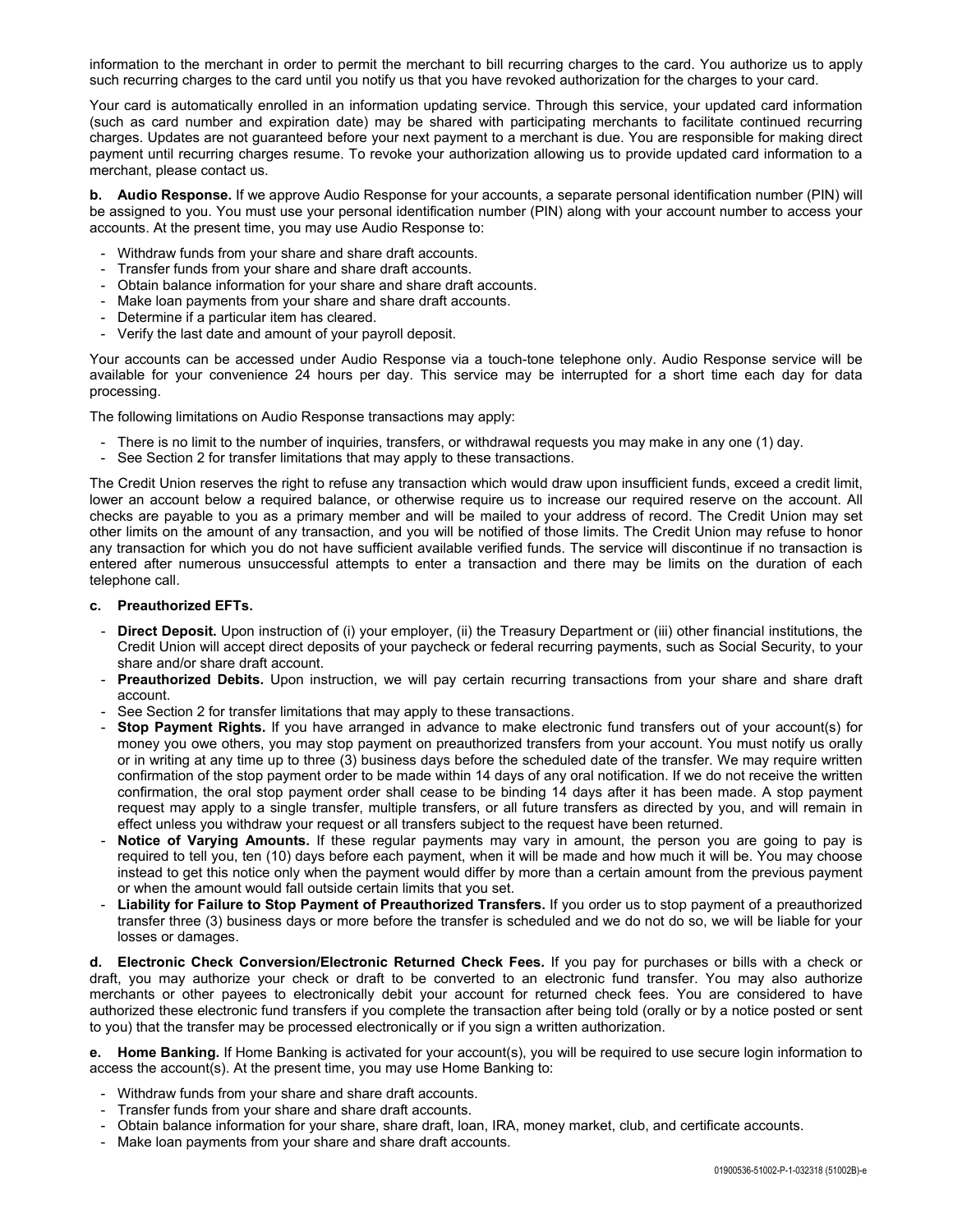information to the merchant in order to permit the merchant to bill recurring charges to the card. You authorize us to apply such recurring charges to the card until you notify us that you have revoked authorization for the charges to your card.

Your card is automatically enrolled in an information updating service. Through this service, your updated card information (such as card number and expiration date) may be shared with participating merchants to facilitate continued recurring charges. Updates are not guaranteed before your next payment to a merchant is due. You are responsible for making direct payment until recurring charges resume. To revoke your authorization allowing us to provide updated card information to a merchant, please contact us.

**b. Audio Response.** If we approve Audio Response for your accounts, a separate personal identification number (PIN) will be assigned to you. You must use your personal identification number (PIN) along with your account number to access your accounts. At the present time, you may use Audio Response to:

- Withdraw funds from your share and share draft accounts.
- Transfer funds from your share and share draft accounts.
- Obtain balance information for your share and share draft accounts.
- Make loan payments from your share and share draft accounts.
- Determine if a particular item has cleared.
- Verify the last date and amount of your payroll deposit.

Your accounts can be accessed under Audio Response via a touch-tone telephone only. Audio Response service will be available for your convenience 24 hours per day. This service may be interrupted for a short time each day for data processing.

The following limitations on Audio Response transactions may apply:

- There is no limit to the number of inquiries, transfers, or withdrawal requests you may make in any one (1) day.
- See Section 2 for transfer limitations that may apply to these transactions.

The Credit Union reserves the right to refuse any transaction which would draw upon insufficient funds, exceed a credit limit, lower an account below a required balance, or otherwise require us to increase our required reserve on the account. All checks are payable to you as a primary member and will be mailed to your address of record. The Credit Union may set other limits on the amount of any transaction, and you will be notified of those limits. The Credit Union may refuse to honor any transaction for which you do not have sufficient available verified funds. The service will discontinue if no transaction is entered after numerous unsuccessful attempts to enter a transaction and there may be limits on the duration of each telephone call.

**c. Preauthorized EFTs.**

- **Direct Deposit.** Upon instruction of (i) your employer, (ii) the Treasury Department or (iii) other financial institutions, the Credit Union will accept direct deposits of your paycheck or federal recurring payments, such as Social Security, to your share and/or share draft account.
- **Preauthorized Debits.** Upon instruction, we will pay certain recurring transactions from your share and share draft account.
- See Section 2 for transfer limitations that may apply to these transactions.
- **Stop Payment Rights.** If you have arranged in advance to make electronic fund transfers out of your account(s) for money you owe others, you may stop payment on preauthorized transfers from your account. You must notify us orally or in writing at any time up to three (3) business days before the scheduled date of the transfer. We may require written confirmation of the stop payment order to be made within 14 days of any oral notification. If we do not receive the written confirmation, the oral stop payment order shall cease to be binding 14 days after it has been made. A stop payment request may apply to a single transfer, multiple transfers, or all future transfers as directed by you, and will remain in effect unless you withdraw your request or all transfers subject to the request have been returned.
- **Notice of Varying Amounts.** If these regular payments may vary in amount, the person you are going to pay is required to tell you, ten (10) days before each payment, when it will be made and how much it will be. You may choose instead to get this notice only when the payment would differ by more than a certain amount from the previous payment or when the amount would fall outside certain limits that you set.
- **Liability for Failure to Stop Payment of Preauthorized Transfers.** If you order us to stop payment of a preauthorized transfer three (3) business days or more before the transfer is scheduled and we do not do so, we will be liable for your losses or damages.

**d. Electronic Check Conversion/Electronic Returned Check Fees.** If you pay for purchases or bills with a check or draft, you may authorize your check or draft to be converted to an electronic fund transfer. You may also authorize merchants or other payees to electronically debit your account for returned check fees. You are considered to have authorized these electronic fund transfers if you complete the transaction after being told (orally or by a notice posted or sent to you) that the transfer may be processed electronically or if you sign a written authorization.

**e. Home Banking.** If Home Banking is activated for your account(s), you will be required to use secure login information to access the account(s). At the present time, you may use Home Banking to:

- Withdraw funds from your share and share draft accounts.
- Transfer funds from your share and share draft accounts.
- Obtain balance information for your share, share draft, loan, IRA, money market, club, and certificate accounts.
- Make loan payments from your share and share draft accounts.

01900536-51002-P-1-032318 (51002B)-e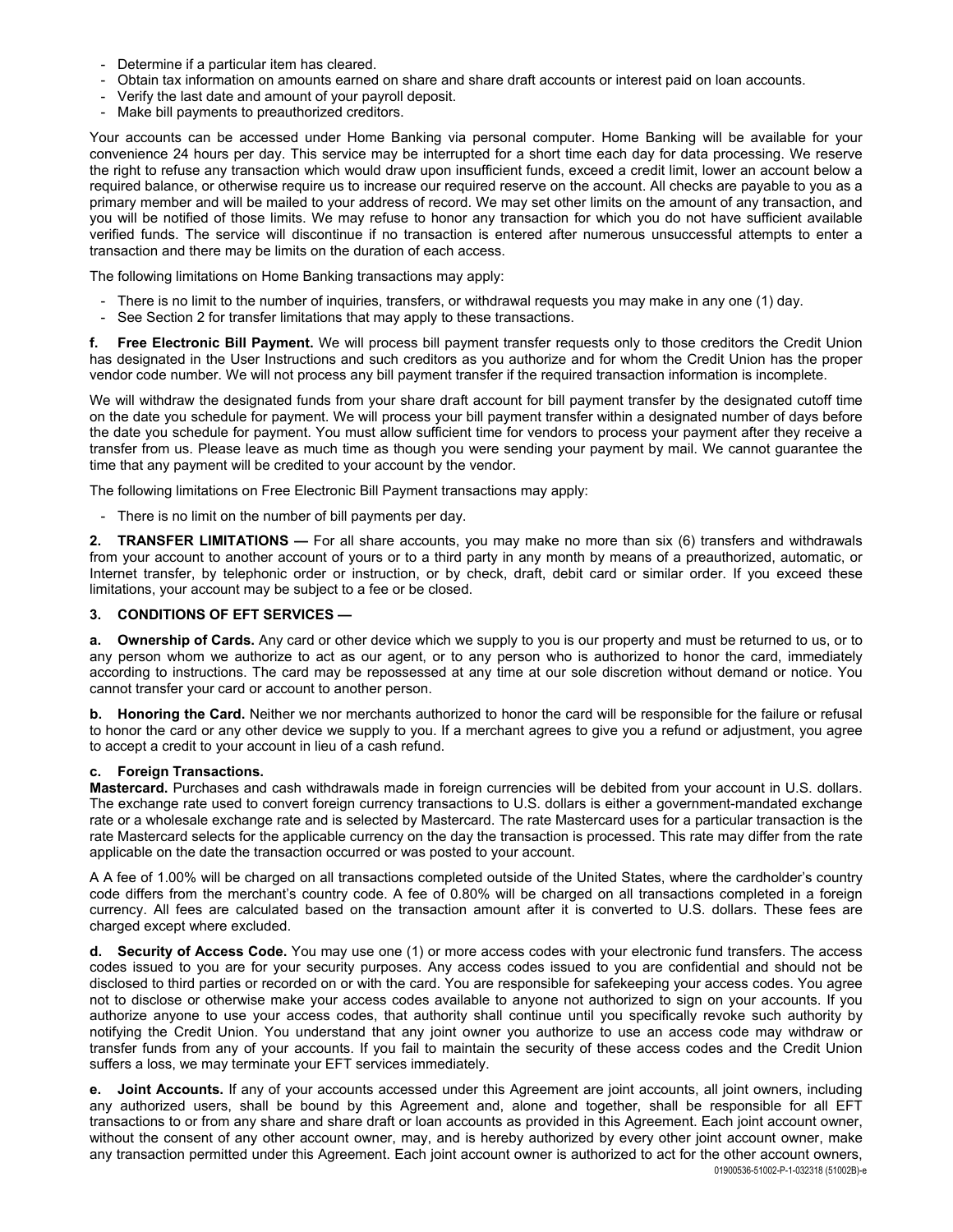- Determine if a particular item has cleared.
- Obtain tax information on amounts earned on share and share draft accounts or interest paid on loan accounts.
- Verify the last date and amount of your payroll deposit.
- Make bill payments to preauthorized creditors.

Your accounts can be accessed under Home Banking via personal computer. Home Banking will be available for your convenience 24 hours per day. This service may be interrupted for a short time each day for data processing. We reserve the right to refuse any transaction which would draw upon insufficient funds, exceed a credit limit, lower an account below a required balance, or otherwise require us to increase our required reserve on the account. All checks are payable to you as a primary member and will be mailed to your address of record. We may set other limits on the amount of any transaction, and you will be notified of those limits. We may refuse to honor any transaction for which you do not have sufficient available verified funds. The service will discontinue if no transaction is entered after numerous unsuccessful attempts to enter a transaction and there may be limits on the duration of each access.

The following limitations on Home Banking transactions may apply:

- There is no limit to the number of inquiries, transfers, or withdrawal requests you may make in any one (1) day.
- See Section 2 for transfer limitations that may apply to these transactions.

**f. Free Electronic Bill Payment.** We will process bill payment transfer requests only to those creditors the Credit Union has designated in the User Instructions and such creditors as you authorize and for whom the Credit Union has the proper vendor code number. We will not process any bill payment transfer if the required transaction information is incomplete.

We will withdraw the designated funds from your share draft account for bill payment transfer by the designated cutoff time on the date you schedule for payment. We will process your bill payment transfer within a designated number of days before the date you schedule for payment. You must allow sufficient time for vendors to process your payment after they receive a transfer from us. Please leave as much time as though you were sending your payment by mail. We cannot guarantee the time that any payment will be credited to your account by the vendor.

The following limitations on Free Electronic Bill Payment transactions may apply:

- There is no limit on the number of bill payments per day.

**2. TRANSFER LIMITATIONS —** For all share accounts, you may make no more than six (6) transfers and withdrawals from your account to another account of yours or to a third party in any month by means of a preauthorized, automatic, or Internet transfer, by telephonic order or instruction, or by check, draft, debit card or similar order. If you exceed these limitations, your account may be subject to a fee or be closed.

**3. CONDITIONS OF EFT SERVICES —**

**a. Ownership of Cards.** Any card or other device which we supply to you is our property and must be returned to us, or to any person whom we authorize to act as our agent, or to any person who is authorized to honor the card, immediately according to instructions. The card may be repossessed at any time at our sole discretion without demand or notice. You cannot transfer your card or account to another person.

**b. Honoring the Card.** Neither we nor merchants authorized to honor the card will be responsible for the failure or refusal to honor the card or any other device we supply to you. If a merchant agrees to give you a refund or adjustment, you agree to accept a credit to your account in lieu of a cash refund.

**c. Foreign Transactions.**

**Mastercard.** Purchases and cash withdrawals made in foreign currencies will be debited from your account in U.S. dollars. The exchange rate used to convert foreign currency transactions to U.S. dollars is either a government-mandated exchange rate or a wholesale exchange rate and is selected by Mastercard. The rate Mastercard uses for a particular transaction is the rate Mastercard selects for the applicable currency on the day the transaction is processed. This rate may differ from the rate applicable on the date the transaction occurred or was posted to your account.

A A fee of 1.00% will be charged on all transactions completed outside of the United States, where the cardholder's country code differs from the merchant's country code. A fee of 0.80% will be charged on all transactions completed in a foreign currency. All fees are calculated based on the transaction amount after it is converted to U.S. dollars. These fees are charged except where excluded.

**d. Security of Access Code.** You may use one (1) or more access codes with your electronic fund transfers. The access codes issued to you are for your security purposes. Any access codes issued to you are confidential and should not be disclosed to third parties or recorded on or with the card. You are responsible for safekeeping your access codes. You agree not to disclose or otherwise make your access codes available to anyone not authorized to sign on your accounts. If you authorize anyone to use your access codes, that authority shall continue until you specifically revoke such authority by notifying the Credit Union. You understand that any joint owner you authorize to use an access code may withdraw or transfer funds from any of your accounts. If you fail to maintain the security of these access codes and the Credit Union suffers a loss, we may terminate your EFT services immediately.

**e. Joint Accounts.** If any of your accounts accessed under this Agreement are joint accounts, all joint owners, including any authorized users, shall be bound by this Agreement and, alone and together, shall be responsible for all EFT transactions to or from any share and share draft or loan accounts as provided in this Agreement. Each joint account owner, without the consent of any other account owner, may, and is hereby authorized by every other joint account owner, make any transaction permitted under this Agreement. Each joint account owner is authorized to act for the other account owners,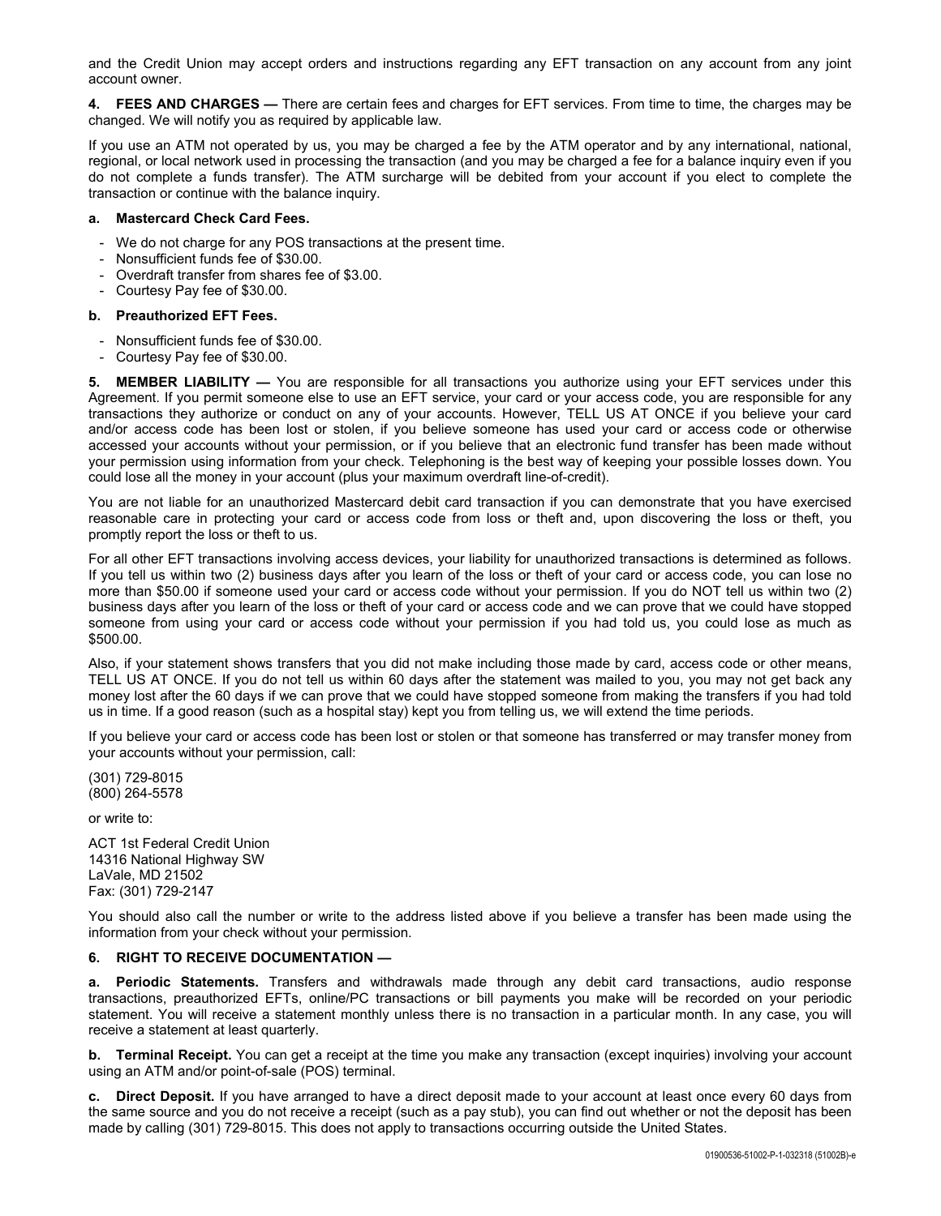and the Credit Union may accept orders and instructions regarding any EFT transaction on any account from any joint account owner.

**4. FEES AND CHARGES —** There are certain fees and charges for EFT services. From time to time, the charges may be changed. We will notify you as required by applicable law.

If you use an ATM not operated by us, you may be charged a fee by the ATM operator and by any international, national, regional, or local network used in processing the transaction (and you may be charged a fee for a balance inquiry even if you do not complete a funds transfer). The ATM surcharge will be debited from your account if you elect to complete the transaction or continue with the balance inquiry.

**a. Mastercard Check Card Fees.**

- We do not charge for any POS transactions at the present time.
- Nonsufficient funds fee of $30.00.
- Overdraft transfer from shares fee of $3.00.
- Courtesy Pay fee of $30.00.

**b. Preauthorized EFT Fees.**

- Nonsufficient funds fee of $30.00.
- Courtesy Pay fee of $30.00.

**5. MEMBER LIABILITY —** You are responsible for all transactions you authorize using your EFT services under this Agreement. If you permit someone else to use an EFT service, your card or your access code, you are responsible for any transactions they authorize or conduct on any of your accounts. However, TELL US AT ONCE if you believe your card and/or access code has been lost or stolen, if you believe someone has used your card or access code or otherwise accessed your accounts without your permission, or if you believe that an electronic fund transfer has been made without your permission using information from your check. Telephoning is the best way of keeping your possible losses down. You could lose all the money in your account (plus your maximum overdraft line-of-credit).

You are not liable for an unauthorized Mastercard debit card transaction if you can demonstrate that you have exercised reasonable care in protecting your card or access code from loss or theft and, upon discovering the loss or theft, you promptly report the loss or theft to us.

For all other EFT transactions involving access devices, your liability for unauthorized transactions is determined as follows. If you tell us within two (2) business days after you learn of the loss or theft of your card or access code, you can lose no more than $50.00 if someone used your card or access code without your permission. If you do NOT tell us within two (2) business days after you learn of the loss or theft of your card or access code and we can prove that we could have stopped someone from using your card or access code without your permission if you had told us, you could lose as much as $500.00.

Also, if your statement shows transfers that you did not make including those made by card, access code or other means, TELL US AT ONCE. If you do not tell us within 60 days after the statement was mailed to you, you may not get back any money lost after the 60 days if we can prove that we could have stopped someone from making the transfers if you had told us in time. If a good reason (such as a hospital stay) kept you from telling us, we will extend the time periods.

If you believe your card or access code has been lost or stolen or that someone has transferred or may transfer money from your accounts without your permission, call:

(301) 729-8015
(800) 264-5578

or write to:

ACT 1st Federal Credit Union
14316 National Highway SW
LaVale, MD 21502
Fax: (301) 729-2147

You should also call the number or write to the address listed above if you believe a transfer has been made using the information from your check without your permission.

**6. RIGHT TO RECEIVE DOCUMENTATION —**

**a. Periodic Statements.** Transfers and withdrawals made through any debit card transactions, audio response transactions, preauthorized EFTs, online/PC transactions or bill payments you make will be recorded on your periodic statement. You will receive a statement monthly unless there is no transaction in a particular month. In any case, you will receive a statement at least quarterly.

**b. Terminal Receipt.** You can get a receipt at the time you make any transaction (except inquiries) involving your account using an ATM and/or point-of-sale (POS) terminal.

**c. Direct Deposit.** If you have arranged to have a direct deposit made to your account at least once every 60 days from the same source and you do not receive a receipt (such as a pay stub), you can find out whether or not the deposit has been made by calling (301) 729-8015. This does not apply to transactions occurring outside the United States.

01900536-51002-P-1-032318 (51002B)-e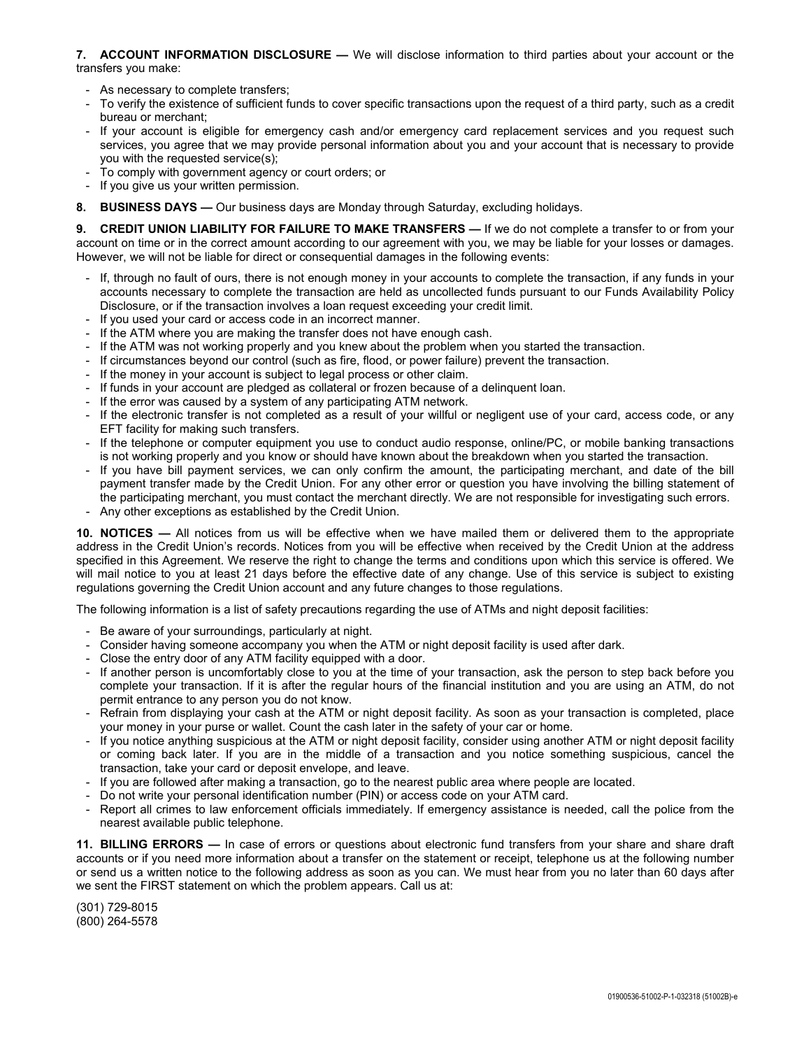**7. ACCOUNT INFORMATION DISCLOSURE —** We will disclose information to third parties about your account or the transfers you make:

- As necessary to complete transfers;
- To verify the existence of sufficient funds to cover specific transactions upon the request of a third party, such as a credit bureau or merchant;
- If your account is eligible for emergency cash and/or emergency card replacement services and you request such services, you agree that we may provide personal information about you and your account that is necessary to provide you with the requested service(s);
- To comply with government agency or court orders; or
- If you give us your written permission.

**8. BUSINESS DAYS —** Our business days are Monday through Saturday, excluding holidays.

**9. CREDIT UNION LIABILITY FOR FAILURE TO MAKE TRANSFERS —** If we do not complete a transfer to or from your account on time or in the correct amount according to our agreement with you, we may be liable for your losses or damages. However, we will not be liable for direct or consequential damages in the following events:

- If, through no fault of ours, there is not enough money in your accounts to complete the transaction, if any funds in your accounts necessary to complete the transaction are held as uncollected funds pursuant to our Funds Availability Policy Disclosure, or if the transaction involves a loan request exceeding your credit limit.
- If you used your card or access code in an incorrect manner.
- If the ATM where you are making the transfer does not have enough cash.
- If the ATM was not working properly and you knew about the problem when you started the transaction.
- If circumstances beyond our control (such as fire, flood, or power failure) prevent the transaction.
- If the money in your account is subject to legal process or other claim.
- If funds in your account are pledged as collateral or frozen because of a delinquent loan.
- If the error was caused by a system of any participating ATM network.
- If the electronic transfer is not completed as a result of your willful or negligent use of your card, access code, or any EFT facility for making such transfers.
- If the telephone or computer equipment you use to conduct audio response, online/PC, or mobile banking transactions is not working properly and you know or should have known about the breakdown when you started the transaction.
- If you have bill payment services, we can only confirm the amount, the participating merchant, and date of the bill payment transfer made by the Credit Union. For any other error or question you have involving the billing statement of the participating merchant, you must contact the merchant directly. We are not responsible for investigating such errors.
- Any other exceptions as established by the Credit Union.

**10. NOTICES —** All notices from us will be effective when we have mailed them or delivered them to the appropriate address in the Credit Union's records. Notices from you will be effective when received by the Credit Union at the address specified in this Agreement. We reserve the right to change the terms and conditions upon which this service is offered. We will mail notice to you at least 21 days before the effective date of any change. Use of this service is subject to existing regulations governing the Credit Union account and any future changes to those regulations.

The following information is a list of safety precautions regarding the use of ATMs and night deposit facilities:

- Be aware of your surroundings, particularly at night.
- Consider having someone accompany you when the ATM or night deposit facility is used after dark.
- Close the entry door of any ATM facility equipped with a door.
- If another person is uncomfortably close to you at the time of your transaction, ask the person to step back before you complete your transaction. If it is after the regular hours of the financial institution and you are using an ATM, do not permit entrance to any person you do not know.
- Refrain from displaying your cash at the ATM or night deposit facility. As soon as your transaction is completed, place your money in your purse or wallet. Count the cash later in the safety of your car or home.
- If you notice anything suspicious at the ATM or night deposit facility, consider using another ATM or night deposit facility or coming back later. If you are in the middle of a transaction and you notice something suspicious, cancel the transaction, take your card or deposit envelope, and leave.
- If you are followed after making a transaction, go to the nearest public area where people are located.
- Do not write your personal identification number (PIN) or access code on your ATM card.
- Report all crimes to law enforcement officials immediately. If emergency assistance is needed, call the police from the nearest available public telephone.

**11. BILLING ERRORS —** In case of errors or questions about electronic fund transfers from your share and share draft accounts or if you need more information about a transfer on the statement or receipt, telephone us at the following number or send us a written notice to the following address as soon as you can. We must hear from you no later than 60 days after we sent the FIRST statement on which the problem appears. Call us at:

(301) 729-8015
(800) 264-5578

01900536-51002-P-1-032318 (51002B)-e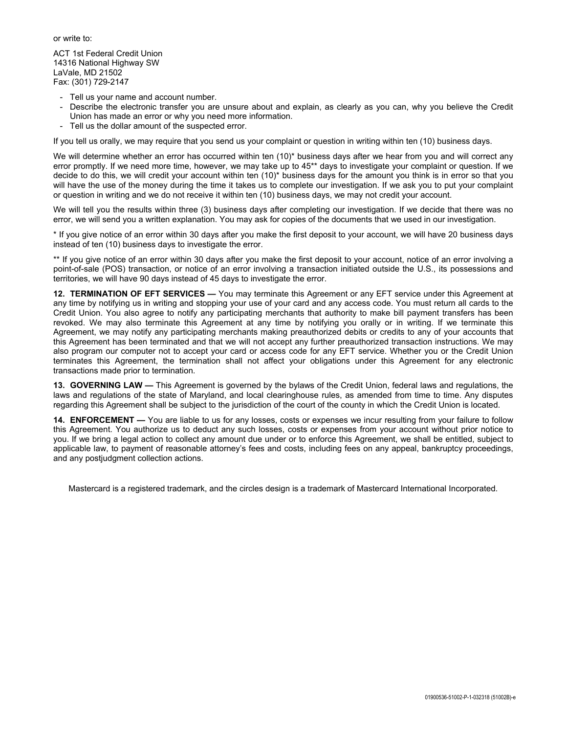or write to:

ACT 1st Federal Credit Union
14316 National Highway SW
LaVale, MD 21502
Fax: (301) 729-2147

- Tell us your name and account number.
- Describe the electronic transfer you are unsure about and explain, as clearly as you can, why you believe the Credit Union has made an error or why you need more information.
- Tell us the dollar amount of the suspected error.

If you tell us orally, we may require that you send us your complaint or question in writing within ten (10) business days.

We will determine whether an error has occurred within ten (10)* business days after we hear from you and will correct any error promptly. If we need more time, however, we may take up to 45** days to investigate your complaint or question. If we decide to do this, we will credit your account within ten (10)* business days for the amount you think is in error so that you will have the use of the money during the time it takes us to complete our investigation. If we ask you to put your complaint or question in writing and we do not receive it within ten (10) business days, we may not credit your account.

We will tell you the results within three (3) business days after completing our investigation. If we decide that there was no error, we will send you a written explanation. You may ask for copies of the documents that we used in our investigation.

* If you give notice of an error within 30 days after you make the first deposit to your account, we will have 20 business days instead of ten (10) business days to investigate the error.

** If you give notice of an error within 30 days after you make the first deposit to your account, notice of an error involving a point-of-sale (POS) transaction, or notice of an error involving a transaction initiated outside the U.S., its possessions and territories, we will have 90 days instead of 45 days to investigate the error.

**12. TERMINATION OF EFT SERVICES —** You may terminate this Agreement or any EFT service under this Agreement at any time by notifying us in writing and stopping your use of your card and any access code. You must return all cards to the Credit Union. You also agree to notify any participating merchants that authority to make bill payment transfers has been revoked. We may also terminate this Agreement at any time by notifying you orally or in writing. If we terminate this Agreement, we may notify any participating merchants making preauthorized debits or credits to any of your accounts that this Agreement has been terminated and that we will not accept any further preauthorized transaction instructions. We may also program our computer not to accept your card or access code for any EFT service. Whether you or the Credit Union terminates this Agreement, the termination shall not affect your obligations under this Agreement for any electronic transactions made prior to termination.

**13. GOVERNING LAW —** This Agreement is governed by the bylaws of the Credit Union, federal laws and regulations, the laws and regulations of the state of Maryland, and local clearinghouse rules, as amended from time to time. Any disputes regarding this Agreement shall be subject to the jurisdiction of the court of the county in which the Credit Union is located.

**14. ENFORCEMENT —** You are liable to us for any losses, costs or expenses we incur resulting from your failure to follow this Agreement. You authorize us to deduct any such losses, costs or expenses from your account without prior notice to you. If we bring a legal action to collect any amount due under or to enforce this Agreement, we shall be entitled, subject to applicable law, to payment of reasonable attorney's fees and costs, including fees on any appeal, bankruptcy proceedings, and any postjudgment collection actions.

Mastercard is a registered trademark, and the circles design is a trademark of Mastercard International Incorporated.

01900536-51002-P-1-032318 (51002B)-e